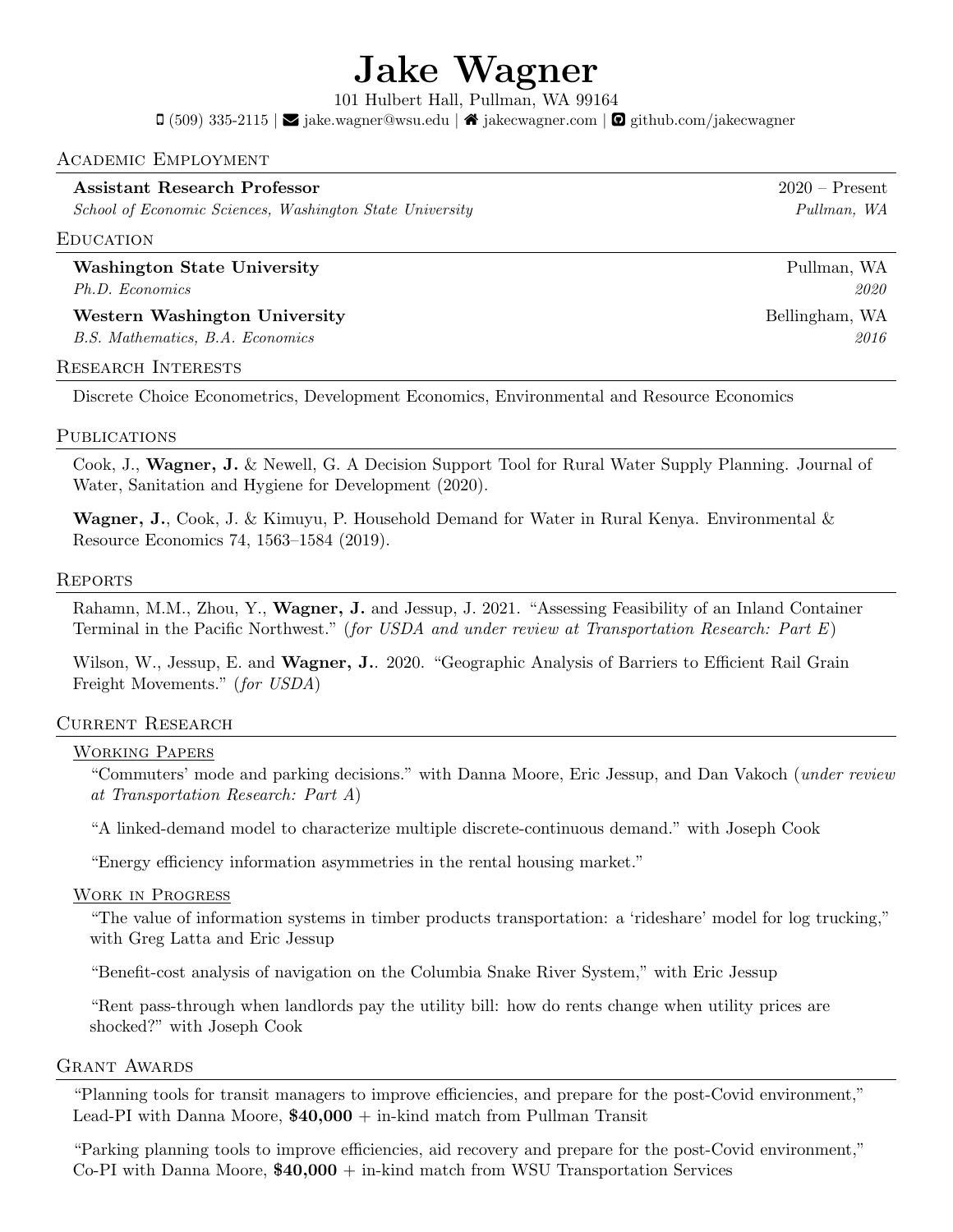# Jake Wagner

101 Hulbert Hall, Pullman, WA 99164

(509) 335-2115 | jake.wagner@wsu.edu | jakecwagner.com | github.com/jakecwagner

## Academic Employment

**Assistant Research Professor** — 2020 – Present
*School of Economic Sciences, Washington State University* — *Pullman, WA*

## Education

**Washington State University** — Pullman, WA
*Ph.D. Economics* — *2020*

**Western Washington University** — Bellingham, WA
*B.S. Mathematics, B.A. Economics* — *2016*

## Research Interests

Discrete Choice Econometrics, Development Economics, Environmental and Resource Economics

## Publications

Cook, J., **Wagner, J.** & Newell, G. A Decision Support Tool for Rural Water Supply Planning. Journal of Water, Sanitation and Hygiene for Development (2020).

**Wagner, J.**, Cook, J. & Kimuyu, P. Household Demand for Water in Rural Kenya. Environmental & Resource Economics 74, 1563–1584 (2019).

## Reports

Rahamn, M.M., Zhou, Y., **Wagner, J.** and Jessup, J. 2021. "Assessing Feasibility of an Inland Container Terminal in the Pacific Northwest." (*for USDA and under review at Transportation Research: Part E*)

Wilson, W., Jessup, E. and **Wagner, J.**. 2020. "Geographic Analysis of Barriers to Efficient Rail Grain Freight Movements." (*for USDA*)

## Current Research

### Working Papers

"Commuters' mode and parking decisions." with Danna Moore, Eric Jessup, and Dan Vakoch (*under review at Transportation Research: Part A*)

"A linked-demand model to characterize multiple discrete-continuous demand." with Joseph Cook

"Energy efficiency information asymmetries in the rental housing market."

### Work in Progress

"The value of information systems in timber products transportation: a 'rideshare' model for log trucking," with Greg Latta and Eric Jessup

"Benefit-cost analysis of navigation on the Columbia Snake River System," with Eric Jessup

"Rent pass-through when landlords pay the utility bill: how do rents change when utility prices are shocked?" with Joseph Cook

## Grant Awards

"Planning tools for transit managers to improve efficiencies, and prepare for the post-Covid environment," Lead-PI with Danna Moore, **$40,000** + in-kind match from Pullman Transit

"Parking planning tools to improve efficiencies, aid recovery and prepare for the post-Covid environment," Co-PI with Danna Moore, **$40,000** + in-kind match from WSU Transportation Services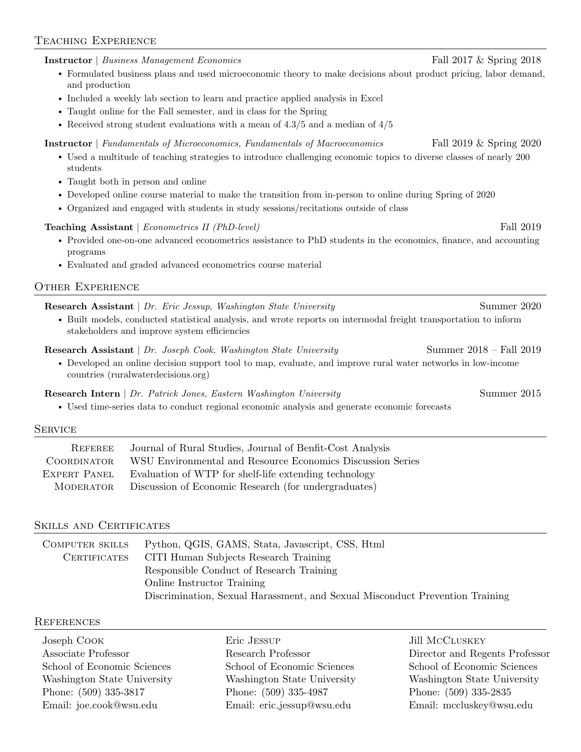## Teaching Experience

**Instructor** | *Business Management Economics* Fall 2017 & Spring 2018

- Formulated business plans and used microeconomic theory to make decisions about product pricing, labor demand, and production
- Included a weekly lab section to learn and practice applied analysis in Excel
- Taught online for the Fall semester, and in class for the Spring
- Received strong student evaluations with a mean of 4.3/5 and a median of 4/5

**Instructor** | *Fundamentals of Microeconomics, Fundamentals of Macroeconomics* Fall 2019 & Spring 2020

- Used a multitude of teaching strategies to introduce challenging economic topics to diverse classes of nearly 200 students
- Taught both in person and online
- Developed online course material to make the transition from in-person to online during Spring of 2020
- Organized and engaged with students in study sessions/recitations outside of class

**Teaching Assistant** | *Econometrics II (PhD-level)* Fall 2019

- Provided one-on-one advanced econometrics assistance to PhD students in the economics, finance, and accounting programs
- Evaluated and graded advanced econometrics course material

## Other Experience

**Research Assistant** | *Dr. Eric Jessup, Washington State University* Summer 2020

- Built models, conducted statistical analysis, and wrote reports on intermodal freight transportation to inform stakeholders and improve system efficiencies

**Research Assistant** | *Dr. Joseph Cook, Washington State University* Summer 2018 – Fall 2019

- Developed an online decision support tool to map, evaluate, and improve rural water networks in low-income countries (ruralwaterdecisions.org)

**Research Intern** | *Dr. Patrick Jones, Eastern Washington University* Summer 2015

- Used time-series data to conduct regional economic analysis and generate economic forecasts

## Service

| | |
|---|---|
| Referee | Journal of Rural Studies, Journal of Benfit-Cost Analysis |
| Coordinator | WSU Environmental and Resource Economics Discussion Series |
| Expert Panel | Evaluation of WTP for shelf-life extending technology |
| Moderator | Discussion of Economic Research (for undergraduates) |

## Skills and Certificates

| | |
|---|---|
| Computer skills | Python, QGIS, GAMS, Stata, Javascript, CSS, Html |
| Certificates | CITI Human Subjects Research Training |
| | Responsible Conduct of Research Training |
| | Online Instructor Training |
| | Discrimination, Sexual Harassment, and Sexual Misconduct Prevention Training |

## References

Joseph Cook
Associate Professor
School of Economic Sciences
Washington State University
Phone: (509) 335-3817
Email: joe.cook@wsu.edu

Eric Jessup
Research Professor
School of Economic Sciences
Washington State University
Phone: (509) 335-4987
Email: eric_jessup@wsu.edu

Jill McCluskey
Director and Regents Professor
School of Economic Sciences
Washington State University
Phone: (509) 335-2835
Email: mccluskey@wsu.edu